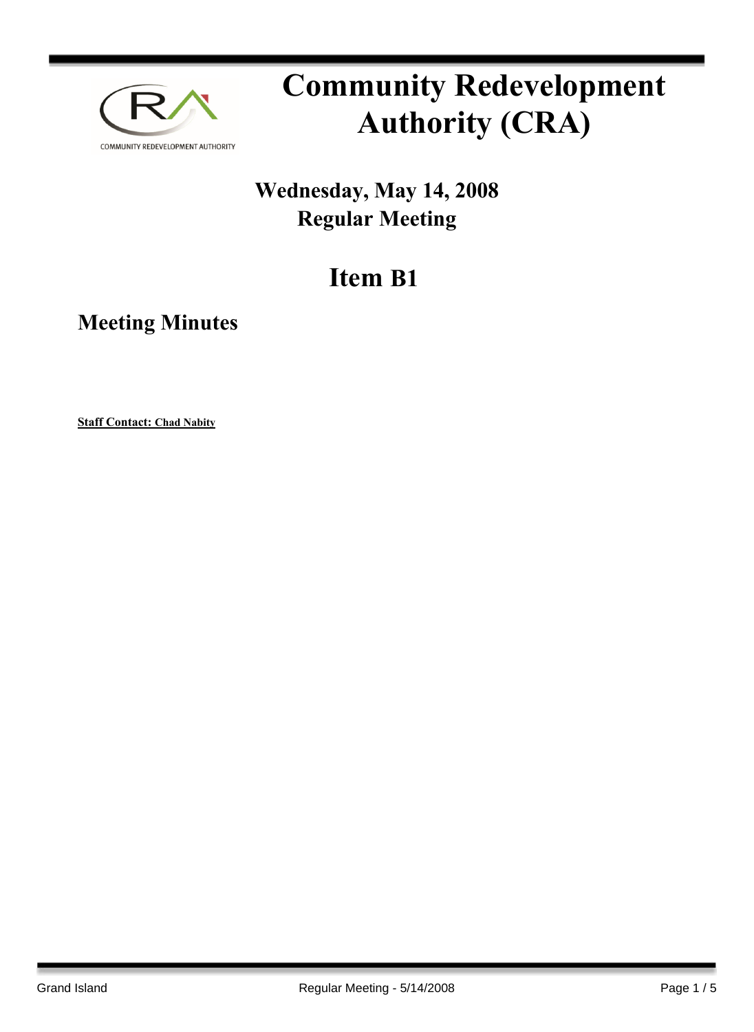# Community Redevelopment Authority (CRA)

## Wednesday, May 14, 2008
## Regular Meeting

# Item B1

## Meeting Minutes

**Staff Contact: Chad Nabity**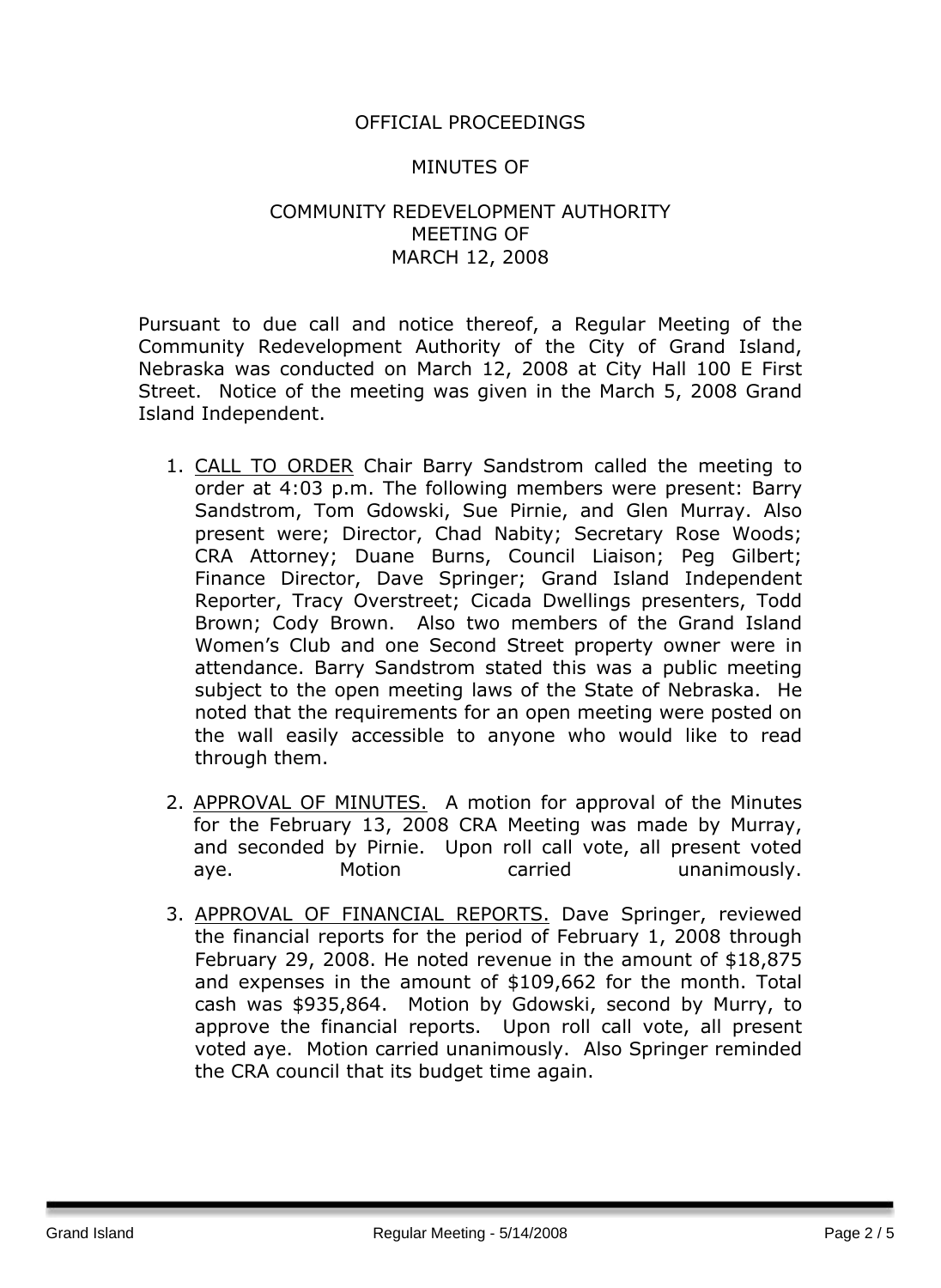OFFICIAL PROCEEDINGS

MINUTES OF

COMMUNITY REDEVELOPMENT AUTHORITY
MEETING OF
MARCH 12, 2008

Pursuant to due call and notice thereof, a Regular Meeting of the Community Redevelopment Authority of the City of Grand Island, Nebraska was conducted on March 12, 2008 at City Hall 100 E First Street. Notice of the meeting was given in the March 5, 2008 Grand Island Independent.

1. CALL TO ORDER Chair Barry Sandstrom called the meeting to order at 4:03 p.m. The following members were present: Barry Sandstrom, Tom Gdowski, Sue Pirnie, and Glen Murray. Also present were; Director, Chad Nabity; Secretary Rose Woods; CRA Attorney; Duane Burns, Council Liaison; Peg Gilbert; Finance Director, Dave Springer; Grand Island Independent Reporter, Tracy Overstreet; Cicada Dwellings presenters, Todd Brown; Cody Brown. Also two members of the Grand Island Women's Club and one Second Street property owner were in attendance. Barry Sandstrom stated this was a public meeting subject to the open meeting laws of the State of Nebraska. He noted that the requirements for an open meeting were posted on the wall easily accessible to anyone who would like to read through them.

2. APPROVAL OF MINUTES. A motion for approval of the Minutes for the February 13, 2008 CRA Meeting was made by Murray, and seconded by Pirnie. Upon roll call vote, all present voted aye. Motion carried unanimously.

3. APPROVAL OF FINANCIAL REPORTS. Dave Springer, reviewed the financial reports for the period of February 1, 2008 through February 29, 2008. He noted revenue in the amount of $18,875 and expenses in the amount of $109,662 for the month. Total cash was $935,864. Motion by Gdowski, second by Murry, to approve the financial reports. Upon roll call vote, all present voted aye. Motion carried unanimously. Also Springer reminded the CRA council that its budget time again.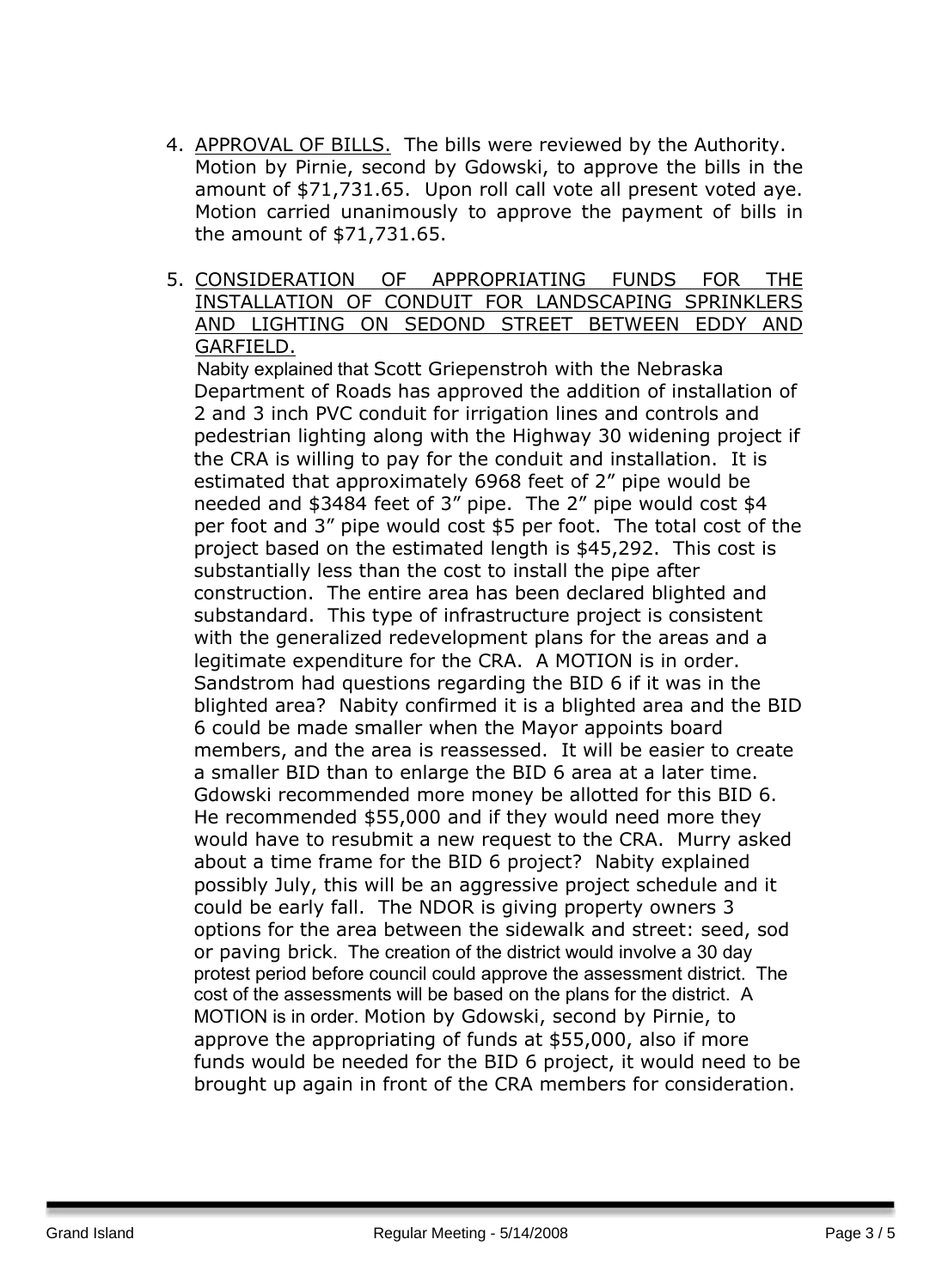4. <u>APPROVAL OF BILLS.</u> The bills were reviewed by the Authority. Motion by Pirnie, second by Gdowski, to approve the bills in the amount of $71,731.65. Upon roll call vote all present voted aye. Motion carried unanimously to approve the payment of bills in the amount of $71,731.65.

5. <u>CONSIDERATION OF APPROPRIATING FUNDS FOR THE INSTALLATION OF CONDUIT FOR LANDSCAPING SPRINKLERS AND LIGHTING ON SEDOND STREET BETWEEN EDDY AND GARFIELD.</u>
   Nabity explained that Scott Griepenstroh with the Nebraska Department of Roads has approved the addition of installation of 2 and 3 inch PVC conduit for irrigation lines and controls and pedestrian lighting along with the Highway 30 widening project if the CRA is willing to pay for the conduit and installation. It is estimated that approximately 6968 feet of 2" pipe would be needed and $3484 feet of 3" pipe. The 2" pipe would cost $4 per foot and 3" pipe would cost $5 per foot. The total cost of the project based on the estimated length is $45,292. This cost is substantially less than the cost to install the pipe after construction. The entire area has been declared blighted and substandard. This type of infrastructure project is consistent with the generalized redevelopment plans for the areas and a legitimate expenditure for the CRA. A MOTION is in order. Sandstrom had questions regarding the BID 6 if it was in the blighted area? Nabity confirmed it is a blighted area and the BID 6 could be made smaller when the Mayor appoints board members, and the area is reassessed. It will be easier to create a smaller BID than to enlarge the BID 6 area at a later time. Gdowski recommended more money be allotted for this BID 6. He recommended $55,000 and if they would need more they would have to resubmit a new request to the CRA. Murry asked about a time frame for the BID 6 project? Nabity explained possibly July, this will be an aggressive project schedule and it could be early fall. The NDOR is giving property owners 3 options for the area between the sidewalk and street: seed, sod or paving brick. The creation of the district would involve a 30 day protest period before council could approve the assessment district. The cost of the assessments will be based on the plans for the district. A MOTION is in order. Motion by Gdowski, second by Pirnie, to approve the appropriating of funds at $55,000, also if more funds would be needed for the BID 6 project, it would need to be brought up again in front of the CRA members for consideration.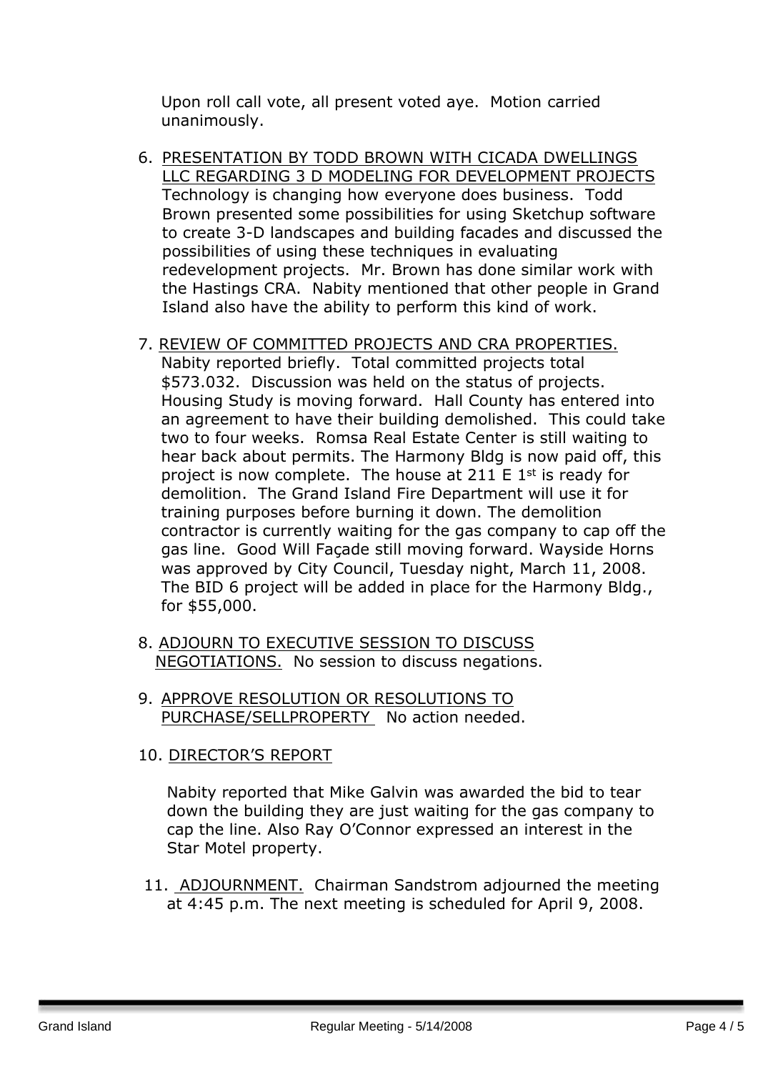Upon roll call vote, all present voted aye. Motion carried unanimously.

6. PRESENTATION BY TODD BROWN WITH CICADA DWELLINGS LLC REGARDING 3 D MODELING FOR DEVELOPMENT PROJECTS Technology is changing how everyone does business. Todd Brown presented some possibilities for using Sketchup software to create 3-D landscapes and building facades and discussed the possibilities of using these techniques in evaluating redevelopment projects. Mr. Brown has done similar work with the Hastings CRA. Nabity mentioned that other people in Grand Island also have the ability to perform this kind of work.

7. REVIEW OF COMMITTED PROJECTS AND CRA PROPERTIES. Nabity reported briefly. Total committed projects total \$573.032. Discussion was held on the status of projects. Housing Study is moving forward. Hall County has entered into an agreement to have their building demolished. This could take two to four weeks. Romsa Real Estate Center is still waiting to hear back about permits. The Harmony Bldg is now paid off, this project is now complete. The house at 211 E 1st is ready for demolition. The Grand Island Fire Department will use it for training purposes before burning it down. The demolition contractor is currently waiting for the gas company to cap off the gas line. Good Will Façade still moving forward. Wayside Horns was approved by City Council, Tuesday night, March 11, 2008. The BID 6 project will be added in place for the Harmony Bldg., for \$55,000.

8. ADJOURN TO EXECUTIVE SESSION TO DISCUSS NEGOTIATIONS. No session to discuss negations.

9. APPROVE RESOLUTION OR RESOLUTIONS TO PURCHASE/SELLPROPERTY No action needed.

10. DIRECTOR'S REPORT

    Nabity reported that Mike Galvin was awarded the bid to tear down the building they are just waiting for the gas company to cap the line. Also Ray O'Connor expressed an interest in the Star Motel property.

11. ADJOURNMENT. Chairman Sandstrom adjourned the meeting at 4:45 p.m. The next meeting is scheduled for April 9, 2008.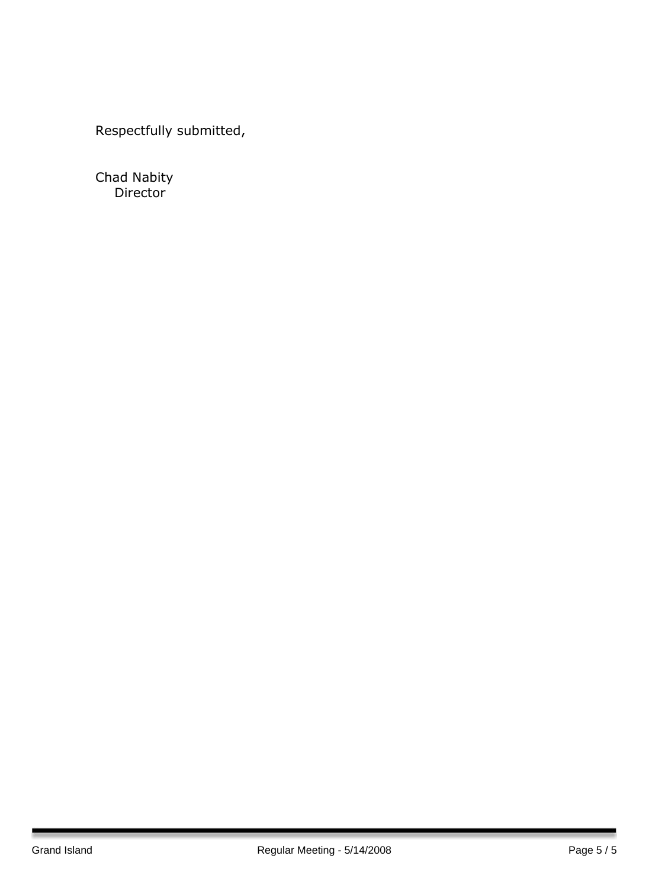Respectfully submitted,

Chad Nabity
Director